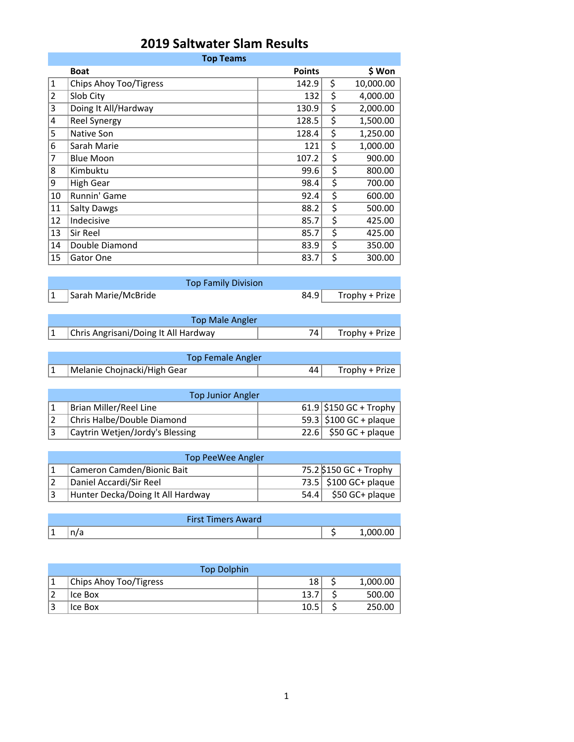# 2019 Saltwater Slam Results

## Top Teams

| | Boat | Points | $ Won |
|---|---|---|---|
| 1 | Chips Ahoy Too/Tigress | 142.9 | $ 10,000.00 |
| 2 | Slob City | 132 | $ 4,000.00 |
| 3 | Doing It All/Hardway | 130.9 | $ 2,000.00 |
| 4 | Reel Synergy | 128.5 | $ 1,500.00 |
| 5 | Native Son | 128.4 | $ 1,250.00 |
| 6 | Sarah Marie | 121 | $ 1,000.00 |
| 7 | Blue Moon | 107.2 | $ 900.00 |
| 8 | Kimbuktu | 99.6 | $ 800.00 |
| 9 | High Gear | 98.4 | $ 700.00 |
| 10 | Runnin' Game | 92.4 | $ 600.00 |
| 11 | Salty Dawgs | 88.2 | $ 500.00 |
| 12 | Indecisive | 85.7 | $ 425.00 |
| 13 | Sir Reel | 85.7 | $ 425.00 |
| 14 | Double Diamond | 83.9 | $ 350.00 |
| 15 | Gator One | 83.7 | $ 300.00 |

## Top Family Division

| | | | |
|---|---|---|---|
| 1 | Sarah Marie/McBride | 84.9 | Trophy + Prize |

## Top Male Angler

| | | | |
|---|---|---|---|
| 1 | Chris Angrisani/Doing It All Hardway | 74 | Trophy + Prize |

## Top Female Angler

| | | | |
|---|---|---|---|
| 1 | Melanie Chojnacki/High Gear | 44 | Trophy + Prize |

## Top Junior Angler

| | | | |
|---|---|---|---|
| 1 | Brian Miller/Reel Line | 61.9 | $150 GC + Trophy |
| 2 | Chris Halbe/Double Diamond | 59.3 | $100 GC + plaque |
| 3 | Caytrin Wetjen/Jordy's Blessing | 22.6 | $50 GC + plaque |

## Top PeeWee Angler

| | | | |
|---|---|---|---|
| 1 | Cameron Camden/Bionic Bait | 75.2 | $150 GC + Trophy |
| 2 | Daniel Accardi/Sir Reel | 73.5 | $100 GC+ plaque |
| 3 | Hunter Decka/Doing It All Hardway | 54.4 | $50 GC+ plaque |

## First Timers Award

| | | | |
|---|---|---|---|
| 1 | n/a | | $ 1,000.00 |

## Top Dolphin

| | | | |
|---|---|---|---|
| 1 | Chips Ahoy Too/Tigress | 18 | $ 1,000.00 |
| 2 | Ice Box | 13.7 | $ 500.00 |
| 3 | Ice Box | 10.5 | $ 250.00 |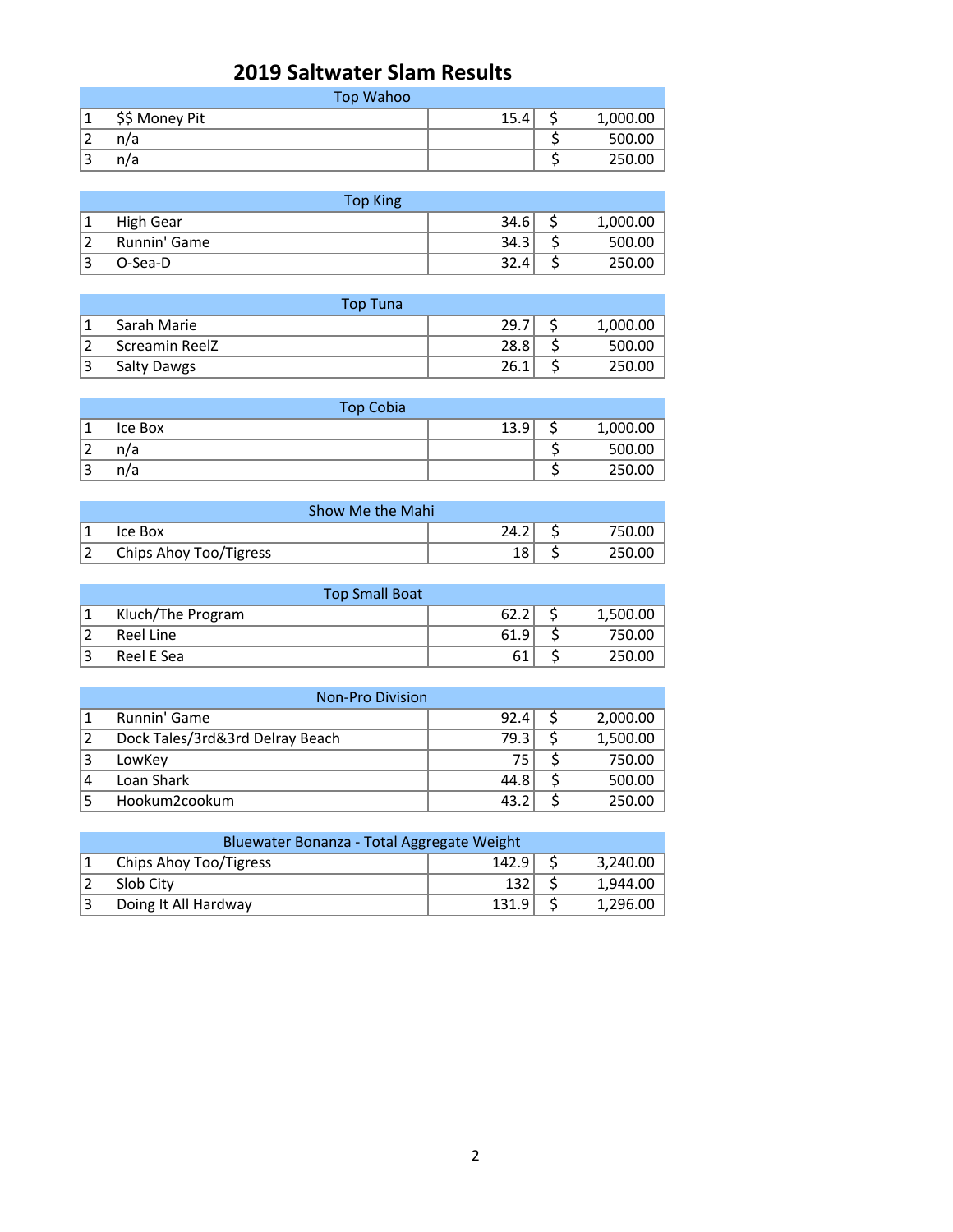# 2019 Saltwater Slam Results

| Top Wahoo | | | |
|---|---|---|---|
| 1 | $$ Money Pit | 15.4 | $ 1,000.00 |
| 2 | n/a | | $ 500.00 |
| 3 | n/a | | $ 250.00 |

| Top King | | | |
|---|---|---|---|
| 1 | High Gear | 34.6 | $ 1,000.00 |
| 2 | Runnin' Game | 34.3 | $ 500.00 |
| 3 | O-Sea-D | 32.4 | $ 250.00 |

| Top Tuna | | | |
|---|---|---|---|
| 1 | Sarah Marie | 29.7 | $ 1,000.00 |
| 2 | Screamin ReelZ | 28.8 | $ 500.00 |
| 3 | Salty Dawgs | 26.1 | $ 250.00 |

| Top Cobia | | | |
|---|---|---|---|
| 1 | Ice Box | 13.9 | $ 1,000.00 |
| 2 | n/a | | $ 500.00 |
| 3 | n/a | | $ 250.00 |

| Show Me the Mahi | | | |
|---|---|---|---|
| 1 | Ice Box | 24.2 | $ 750.00 |
| 2 | Chips Ahoy Too/Tigress | 18 | $ 250.00 |

| Top Small Boat | | | |
|---|---|---|---|
| 1 | Kluch/The Program | 62.2 | $ 1,500.00 |
| 2 | Reel Line | 61.9 | $ 750.00 |
| 3 | Reel E Sea | 61 | $ 250.00 |

| Non-Pro Division | | | |
|---|---|---|---|
| 1 | Runnin' Game | 92.4 | $ 2,000.00 |
| 2 | Dock Tales/3rd&3rd Delray Beach | 79.3 | $ 1,500.00 |
| 3 | LowKey | 75 | $ 750.00 |
| 4 | Loan Shark | 44.8 | $ 500.00 |
| 5 | Hookum2cookum | 43.2 | $ 250.00 |

| Bluewater Bonanza - Total Aggregate Weight | | | |
|---|---|---|---|
| 1 | Chips Ahoy Too/Tigress | 142.9 | $ 3,240.00 |
| 2 | Slob City | 132 | $ 1,944.00 |
| 3 | Doing It All Hardway | 131.9 | $ 1,296.00 |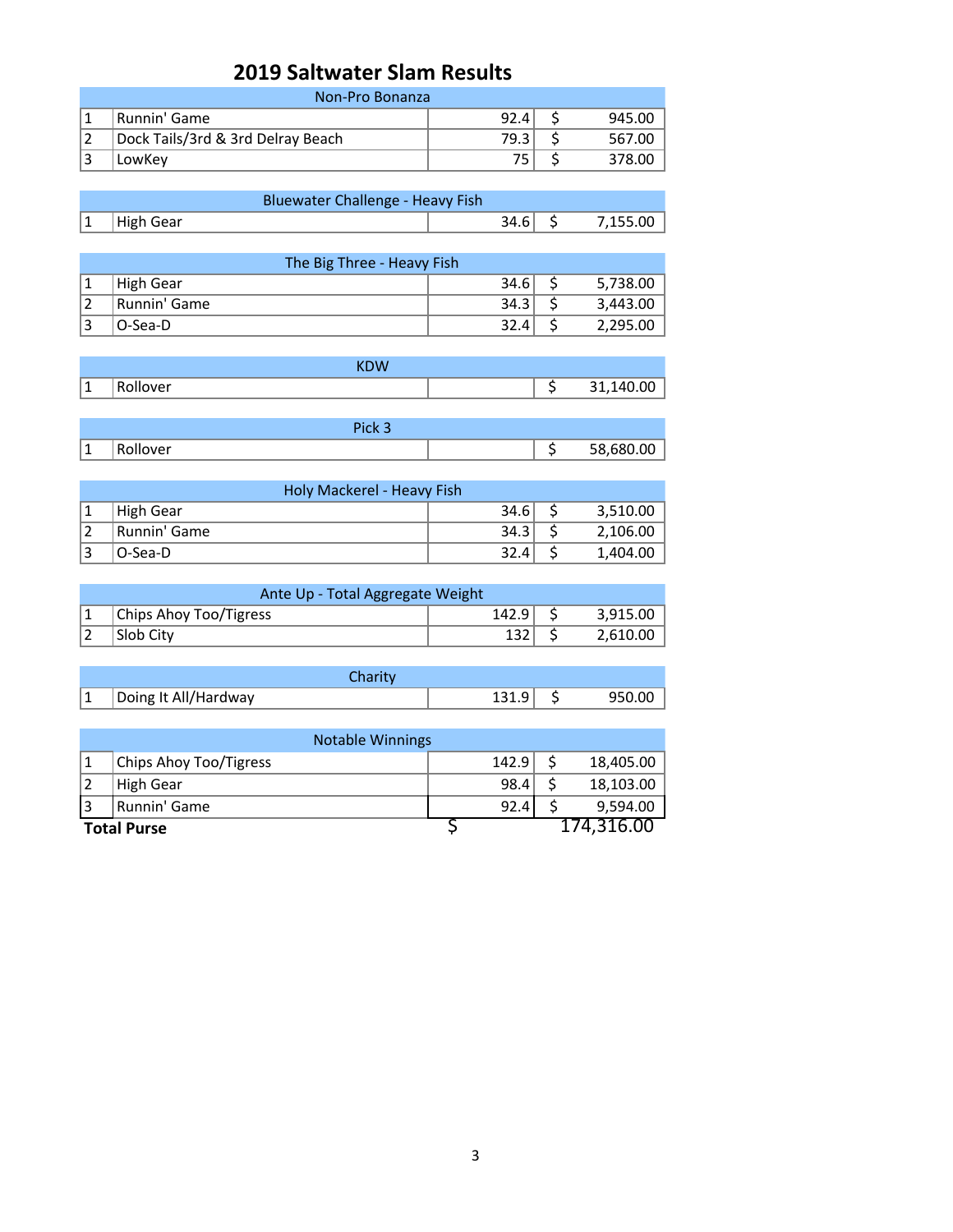# 2019 Saltwater Slam Results

| Non-Pro Bonanza | | | | |
|---|---|---|---|---|
| 1 | Runnin' Game | 92.4 | $ | 945.00 |
| 2 | Dock Tails/3rd & 3rd Delray Beach | 79.3 | $ | 567.00 |
| 3 | LowKey | 75 | $ | 378.00 |

| Bluewater Challenge - Heavy Fish | | | | |
|---|---|---|---|---|
| 1 | High Gear | 34.6 | $ | 7,155.00 |

| The Big Three - Heavy Fish | | | | |
|---|---|---|---|---|
| 1 | High Gear | 34.6 | $ | 5,738.00 |
| 2 | Runnin' Game | 34.3 | $ | 3,443.00 |
| 3 | O-Sea-D | 32.4 | $ | 2,295.00 |

| KDW | | | | |
|---|---|---|---|---|
| 1 | Rollover | | $ | 31,140.00 |

| Pick 3 | | | | |
|---|---|---|---|---|
| 1 | Rollover | | $ | 58,680.00 |

| Holy Mackerel - Heavy Fish | | | | |
|---|---|---|---|---|
| 1 | High Gear | 34.6 | $ | 3,510.00 |
| 2 | Runnin' Game | 34.3 | $ | 2,106.00 |
| 3 | O-Sea-D | 32.4 | $ | 1,404.00 |

| Ante Up - Total Aggregate Weight | | | | |
|---|---|---|---|---|
| 1 | Chips Ahoy Too/Tigress | 142.9 | $ | 3,915.00 |
| 2 | Slob City | 132 | $ | 2,610.00 |

| Charity | | | | |
|---|---|---|---|---|
| 1 | Doing It All/Hardway | 131.9 | $ | 950.00 |

| Notable Winnings | | | | |
|---|---|---|---|---|
| 1 | Chips Ahoy Too/Tigress | 142.9 | $ | 18,405.00 |
| 2 | High Gear | 98.4 | $ | 18,103.00 |
| 3 | Runnin' Game | 92.4 | $ | 9,594.00 |

**Total Purse** $ 174,316.00